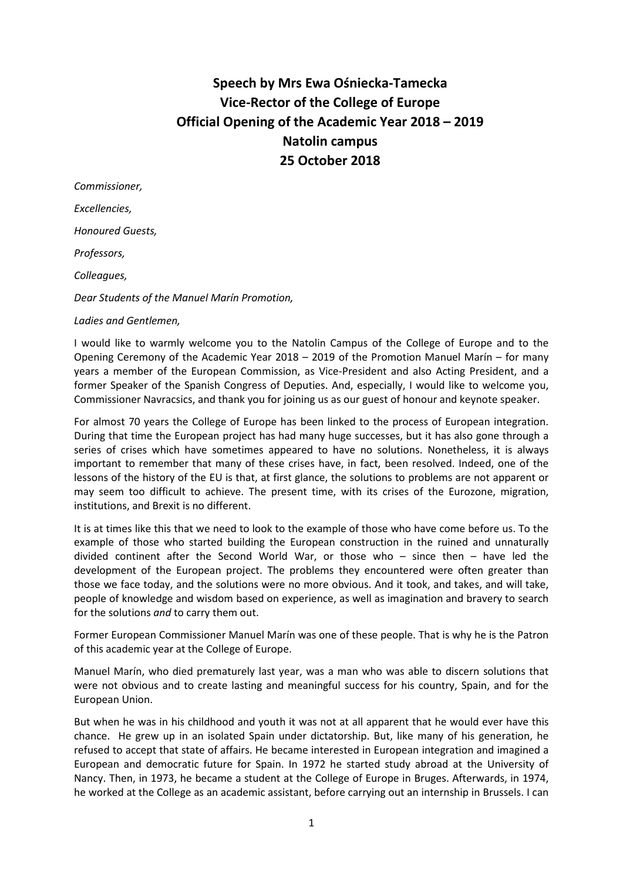# Speech by Mrs Ewa Ośniecka-Tamecka
# Vice-Rector of the College of Europe
# Official Opening of the Academic Year 2018 – 2019
# Natolin campus
# 25 October 2018

*Commissioner,*

*Excellencies,*

*Honoured Guests,*

*Professors,*

*Colleagues,*

*Dear Students of the Manuel Marín Promotion,*

*Ladies and Gentlemen,*

I would like to warmly welcome you to the Natolin Campus of the College of Europe and to the Opening Ceremony of the Academic Year 2018 – 2019 of the Promotion Manuel Marín – for many years a member of the European Commission, as Vice-President and also Acting President, and a former Speaker of the Spanish Congress of Deputies. And, especially, I would like to welcome you, Commissioner Navracsics, and thank you for joining us as our guest of honour and keynote speaker.

For almost 70 years the College of Europe has been linked to the process of European integration. During that time the European project has had many huge successes, but it has also gone through a series of crises which have sometimes appeared to have no solutions. Nonetheless, it is always important to remember that many of these crises have, in fact, been resolved. Indeed, one of the lessons of the history of the EU is that, at first glance, the solutions to problems are not apparent or may seem too difficult to achieve. The present time, with its crises of the Eurozone, migration, institutions, and Brexit is no different.

It is at times like this that we need to look to the example of those who have come before us. To the example of those who started building the European construction in the ruined and unnaturally divided continent after the Second World War, or those who – since then – have led the development of the European project. The problems they encountered were often greater than those we face today, and the solutions were no more obvious. And it took, and takes, and will take, people of knowledge and wisdom based on experience, as well as imagination and bravery to search for the solutions *and* to carry them out.

Former European Commissioner Manuel Marín was one of these people. That is why he is the Patron of this academic year at the College of Europe.

Manuel Marín, who died prematurely last year, was a man who was able to discern solutions that were not obvious and to create lasting and meaningful success for his country, Spain, and for the European Union.

But when he was in his childhood and youth it was not at all apparent that he would ever have this chance. He grew up in an isolated Spain under dictatorship. But, like many of his generation, he refused to accept that state of affairs. He became interested in European integration and imagined a European and democratic future for Spain. In 1972 he started study abroad at the University of Nancy. Then, in 1973, he became a student at the College of Europe in Bruges. Afterwards, in 1974, he worked at the College as an academic assistant, before carrying out an internship in Brussels. I can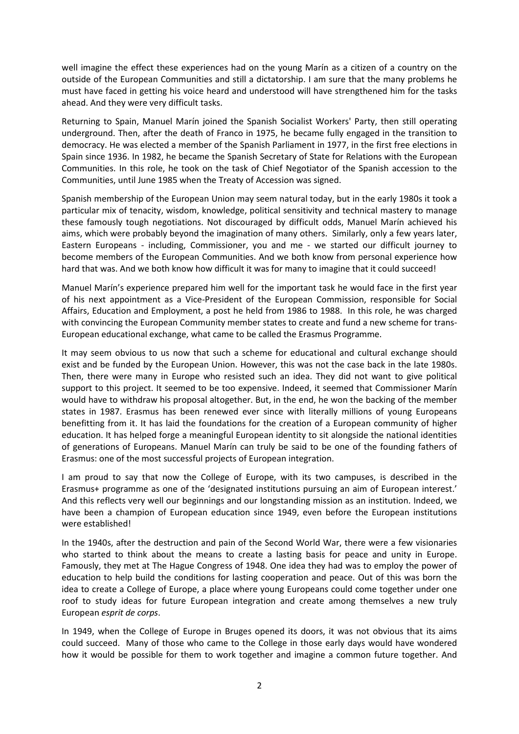well imagine the effect these experiences had on the young Marín as a citizen of a country on the outside of the European Communities and still a dictatorship. I am sure that the many problems he must have faced in getting his voice heard and understood will have strengthened him for the tasks ahead. And they were very difficult tasks.

Returning to Spain, Manuel Marín joined the Spanish Socialist Workers' Party, then still operating underground. Then, after the death of Franco in 1975, he became fully engaged in the transition to democracy. He was elected a member of the Spanish Parliament in 1977, in the first free elections in Spain since 1936. In 1982, he became the Spanish Secretary of State for Relations with the European Communities. In this role, he took on the task of Chief Negotiator of the Spanish accession to the Communities, until June 1985 when the Treaty of Accession was signed.

Spanish membership of the European Union may seem natural today, but in the early 1980s it took a particular mix of tenacity, wisdom, knowledge, political sensitivity and technical mastery to manage these famously tough negotiations. Not discouraged by difficult odds, Manuel Marín achieved his aims, which were probably beyond the imagination of many others. Similarly, only a few years later, Eastern Europeans - including, Commissioner, you and me - we started our difficult journey to become members of the European Communities. And we both know from personal experience how hard that was. And we both know how difficult it was for many to imagine that it could succeed!

Manuel Marín's experience prepared him well for the important task he would face in the first year of his next appointment as a Vice-President of the European Commission, responsible for Social Affairs, Education and Employment, a post he held from 1986 to 1988. In this role, he was charged with convincing the European Community member states to create and fund a new scheme for trans-European educational exchange, what came to be called the Erasmus Programme.

It may seem obvious to us now that such a scheme for educational and cultural exchange should exist and be funded by the European Union. However, this was not the case back in the late 1980s. Then, there were many in Europe who resisted such an idea. They did not want to give political support to this project. It seemed to be too expensive. Indeed, it seemed that Commissioner Marín would have to withdraw his proposal altogether. But, in the end, he won the backing of the member states in 1987. Erasmus has been renewed ever since with literally millions of young Europeans benefitting from it. It has laid the foundations for the creation of a European community of higher education. It has helped forge a meaningful European identity to sit alongside the national identities of generations of Europeans. Manuel Marín can truly be said to be one of the founding fathers of Erasmus: one of the most successful projects of European integration.

I am proud to say that now the College of Europe, with its two campuses, is described in the Erasmus+ programme as one of the 'designated institutions pursuing an aim of European interest.' And this reflects very well our beginnings and our longstanding mission as an institution. Indeed, we have been a champion of European education since 1949, even before the European institutions were established!

In the 1940s, after the destruction and pain of the Second World War, there were a few visionaries who started to think about the means to create a lasting basis for peace and unity in Europe. Famously, they met at The Hague Congress of 1948. One idea they had was to employ the power of education to help build the conditions for lasting cooperation and peace. Out of this was born the idea to create a College of Europe, a place where young Europeans could come together under one roof to study ideas for future European integration and create among themselves a new truly European *esprit de corps*.

In 1949, when the College of Europe in Bruges opened its doors, it was not obvious that its aims could succeed. Many of those who came to the College in those early days would have wondered how it would be possible for them to work together and imagine a common future together. And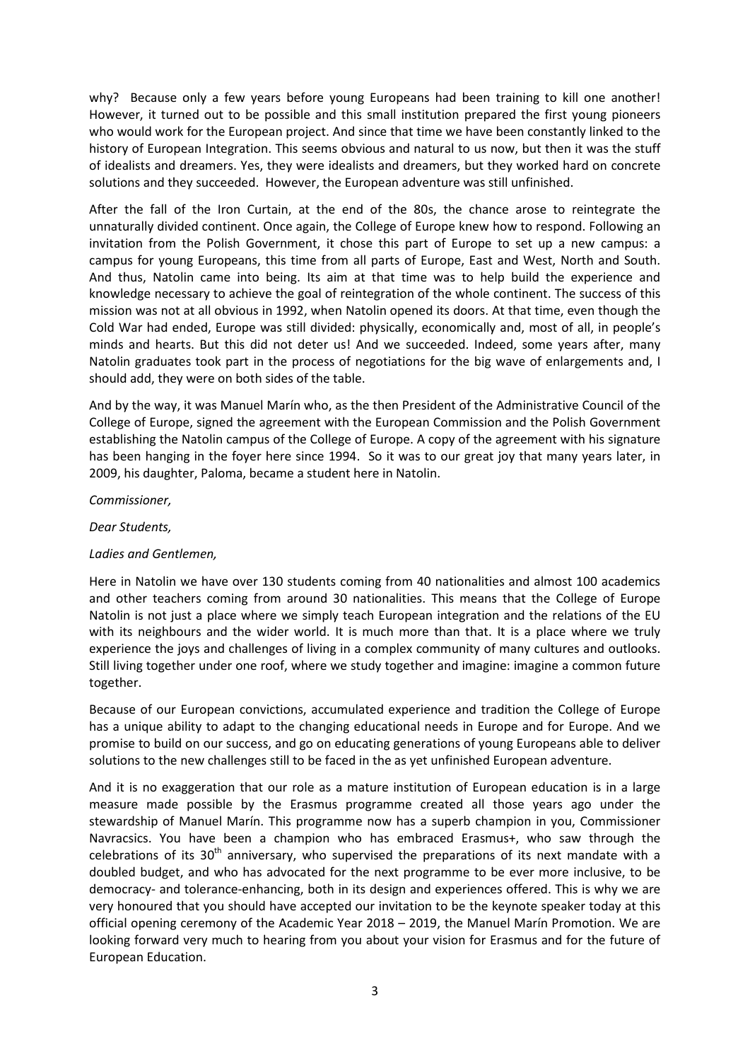why? Because only a few years before young Europeans had been training to kill one another! However, it turned out to be possible and this small institution prepared the first young pioneers who would work for the European project. And since that time we have been constantly linked to the history of European Integration. This seems obvious and natural to us now, but then it was the stuff of idealists and dreamers. Yes, they were idealists and dreamers, but they worked hard on concrete solutions and they succeeded. However, the European adventure was still unfinished.

After the fall of the Iron Curtain, at the end of the 80s, the chance arose to reintegrate the unnaturally divided continent. Once again, the College of Europe knew how to respond. Following an invitation from the Polish Government, it chose this part of Europe to set up a new campus: a campus for young Europeans, this time from all parts of Europe, East and West, North and South. And thus, Natolin came into being. Its aim at that time was to help build the experience and knowledge necessary to achieve the goal of reintegration of the whole continent. The success of this mission was not at all obvious in 1992, when Natolin opened its doors. At that time, even though the Cold War had ended, Europe was still divided: physically, economically and, most of all, in people's minds and hearts. But this did not deter us! And we succeeded. Indeed, some years after, many Natolin graduates took part in the process of negotiations for the big wave of enlargements and, I should add, they were on both sides of the table.

And by the way, it was Manuel Marín who, as the then President of the Administrative Council of the College of Europe, signed the agreement with the European Commission and the Polish Government establishing the Natolin campus of the College of Europe. A copy of the agreement with his signature has been hanging in the foyer here since 1994. So it was to our great joy that many years later, in 2009, his daughter, Paloma, became a student here in Natolin.

*Commissioner,*

*Dear Students,*

*Ladies and Gentlemen,*

Here in Natolin we have over 130 students coming from 40 nationalities and almost 100 academics and other teachers coming from around 30 nationalities. This means that the College of Europe Natolin is not just a place where we simply teach European integration and the relations of the EU with its neighbours and the wider world. It is much more than that. It is a place where we truly experience the joys and challenges of living in a complex community of many cultures and outlooks. Still living together under one roof, where we study together and imagine: imagine a common future together.

Because of our European convictions, accumulated experience and tradition the College of Europe has a unique ability to adapt to the changing educational needs in Europe and for Europe. And we promise to build on our success, and go on educating generations of young Europeans able to deliver solutions to the new challenges still to be faced in the as yet unfinished European adventure.

And it is no exaggeration that our role as a mature institution of European education is in a large measure made possible by the Erasmus programme created all those years ago under the stewardship of Manuel Marín. This programme now has a superb champion in you, Commissioner Navracsics. You have been a champion who has embraced Erasmus+, who saw through the celebrations of its 30th anniversary, who supervised the preparations of its next mandate with a doubled budget, and who has advocated for the next programme to be ever more inclusive, to be democracy- and tolerance-enhancing, both in its design and experiences offered. This is why we are very honoured that you should have accepted our invitation to be the keynote speaker today at this official opening ceremony of the Academic Year 2018 – 2019, the Manuel Marín Promotion. We are looking forward very much to hearing from you about your vision for Erasmus and for the future of European Education.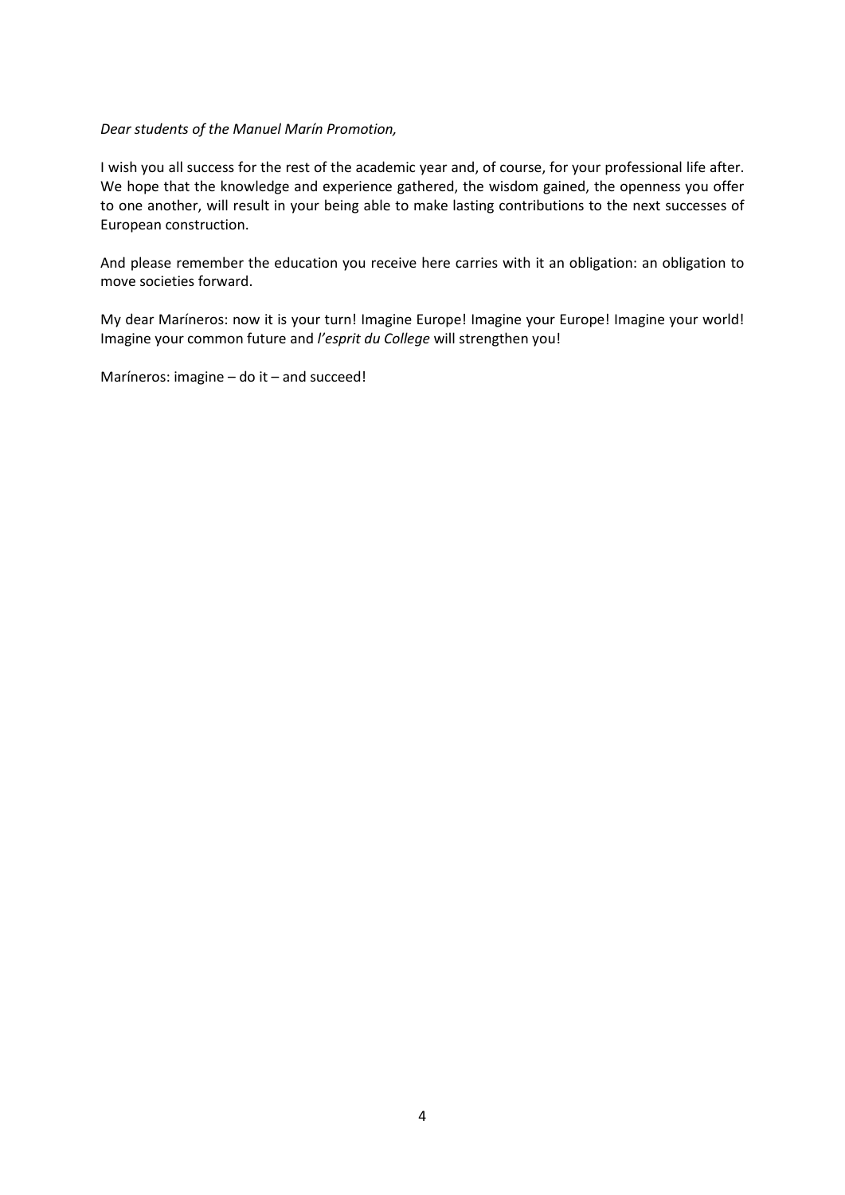*Dear students of the Manuel Marín Promotion,*

I wish you all success for the rest of the academic year and, of course, for your professional life after. We hope that the knowledge and experience gathered, the wisdom gained, the openness you offer to one another, will result in your being able to make lasting contributions to the next successes of European construction.

And please remember the education you receive here carries with it an obligation: an obligation to move societies forward.

My dear Maríneros: now it is your turn! Imagine Europe! Imagine your Europe! Imagine your world! Imagine your common future and *l'esprit du College* will strengthen you!

Maríneros: imagine – do it – and succeed!